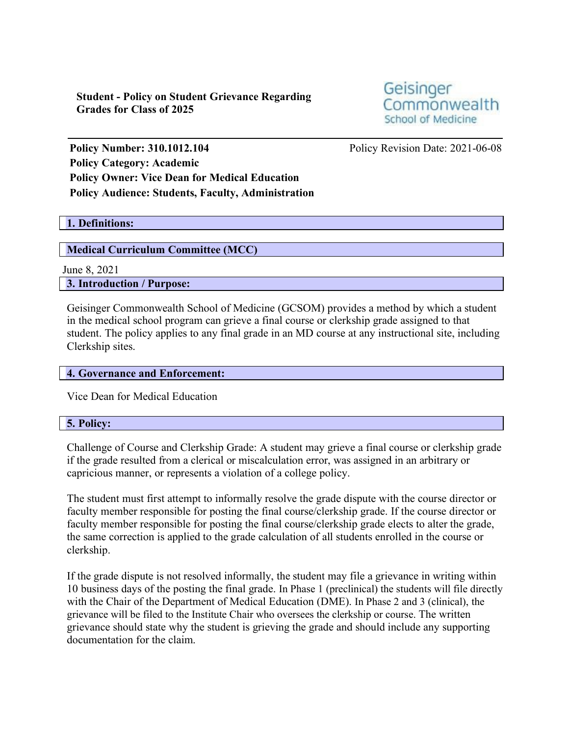**Student - Policy on Student Grievance Regarding Grades for Class of 2025**

Geisinger Commonwealth School of Medicine

**Policy Number: 310.1012.104** Policy Revision Date: 2021-06-08
**Policy Category: Academic**
**Policy Owner: Vice Dean for Medical Education**
**Policy Audience: Students, Faculty, Administration**

## 1. Definitions:

## Medical Curriculum Committee (MCC)

June 8, 2021

## 3. Introduction / Purpose:

Geisinger Commonwealth School of Medicine (GCSOM) provides a method by which a student in the medical school program can grieve a final course or clerkship grade assigned to that student. The policy applies to any final grade in an MD course at any instructional site, including Clerkship sites.

## 4. Governance and Enforcement:

Vice Dean for Medical Education

## 5. Policy:

Challenge of Course and Clerkship Grade: A student may grieve a final course or clerkship grade if the grade resulted from a clerical or miscalculation error, was assigned in an arbitrary or capricious manner, or represents a violation of a college policy.

The student must first attempt to informally resolve the grade dispute with the course director or faculty member responsible for posting the final course/clerkship grade. If the course director or faculty member responsible for posting the final course/clerkship grade elects to alter the grade, the same correction is applied to the grade calculation of all students enrolled in the course or clerkship.

If the grade dispute is not resolved informally, the student may file a grievance in writing within 10 business days of the posting the final grade. In Phase 1 (preclinical) the students will file directly with the Chair of the Department of Medical Education (DME). In Phase 2 and 3 (clinical), the grievance will be filed to the Institute Chair who oversees the clerkship or course. The written grievance should state why the student is grieving the grade and should include any supporting documentation for the claim.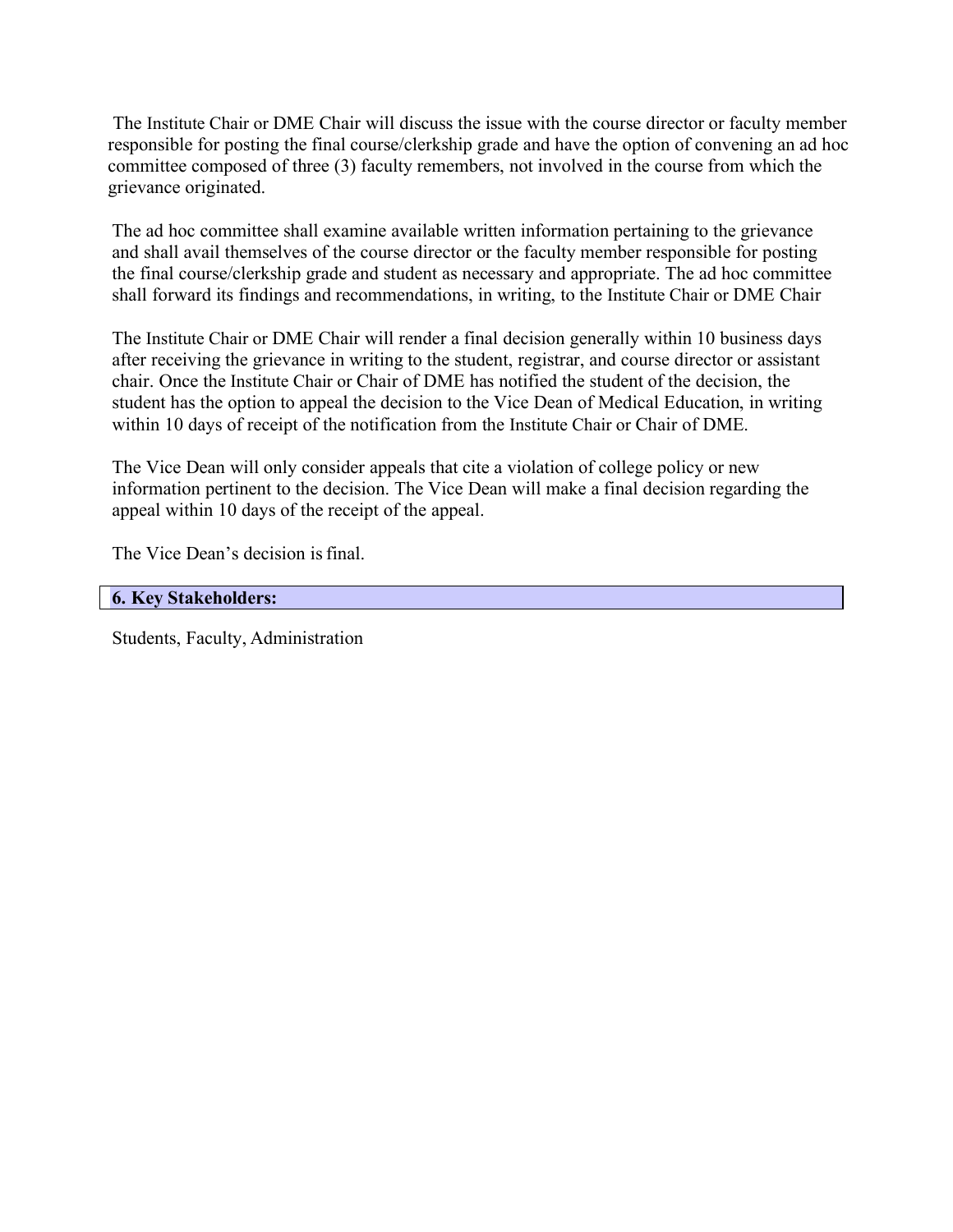The Institute Chair or DME Chair will discuss the issue with the course director or faculty member responsible for posting the final course/clerkship grade and have the option of convening an ad hoc committee composed of three (3) faculty remembers, not involved in the course from which the grievance originated.

The ad hoc committee shall examine available written information pertaining to the grievance and shall avail themselves of the course director or the faculty member responsible for posting the final course/clerkship grade and student as necessary and appropriate. The ad hoc committee shall forward its findings and recommendations, in writing, to the Institute Chair or DME Chair

The Institute Chair or DME Chair will render a final decision generally within 10 business days after receiving the grievance in writing to the student, registrar, and course director or assistant chair. Once the Institute Chair or Chair of DME has notified the student of the decision, the student has the option to appeal the decision to the Vice Dean of Medical Education, in writing within 10 days of receipt of the notification from the Institute Chair or Chair of DME.

The Vice Dean will only consider appeals that cite a violation of college policy or new information pertinent to the decision. The Vice Dean will make a final decision regarding the appeal within 10 days of the receipt of the appeal.

The Vice Dean's decision is final.

## 6. Key Stakeholders:

Students, Faculty, Administration